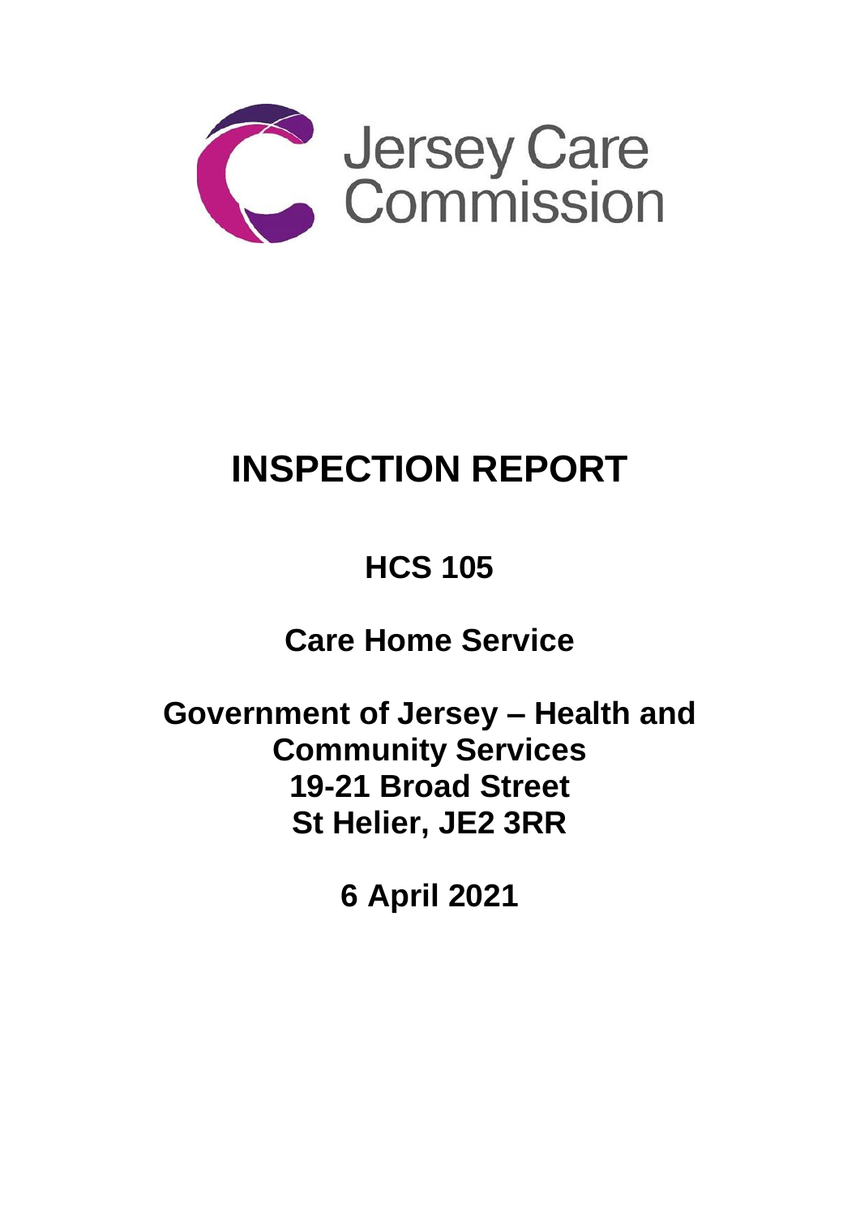Jersey Care Commission

# INSPECTION REPORT

## HCS 105

## Care Home Service

## Government of Jersey – Health and Community Services
## 19-21 Broad Street
## St Helier, JE2 3RR

## 6 April 2021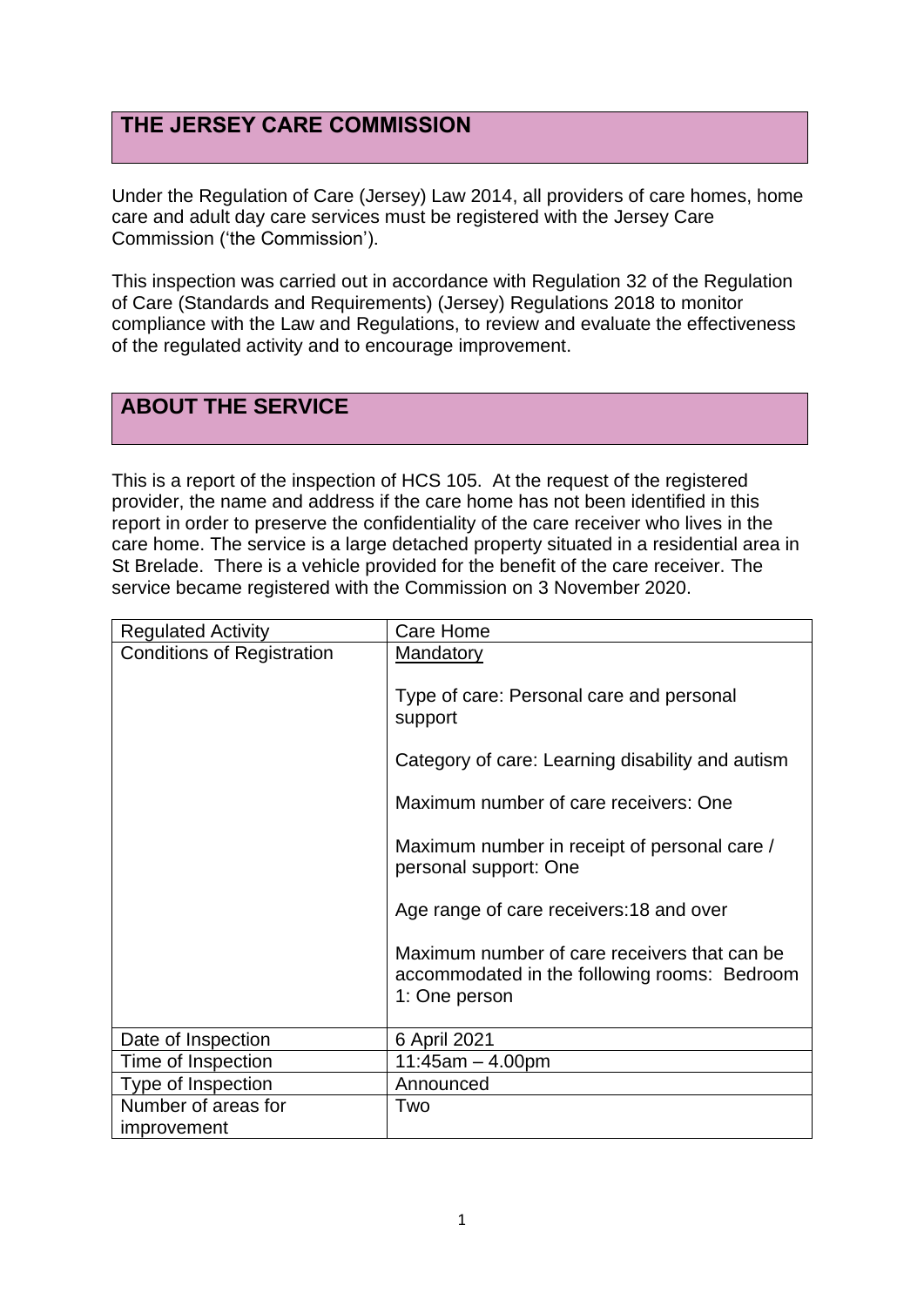## THE JERSEY CARE COMMISSION

Under the Regulation of Care (Jersey) Law 2014, all providers of care homes, home care and adult day care services must be registered with the Jersey Care Commission ('the Commission').

This inspection was carried out in accordance with Regulation 32 of the Regulation of Care (Standards and Requirements) (Jersey) Regulations 2018 to monitor compliance with the Law and Regulations, to review and evaluate the effectiveness of the regulated activity and to encourage improvement.

## ABOUT THE SERVICE

This is a report of the inspection of HCS 105. At the request of the registered provider, the name and address if the care home has not been identified in this report in order to preserve the confidentiality of the care receiver who lives in the care home. The service is a large detached property situated in a residential area in St Brelade. There is a vehicle provided for the benefit of the care receiver. The service became registered with the Commission on 3 November 2020.

| Regulated Activity | Care Home |
| --- | --- |
| Conditions of Registration | Mandatory<br><br>Type of care: Personal care and personal support<br><br>Category of care: Learning disability and autism<br><br>Maximum number of care receivers: One<br><br>Maximum number in receipt of personal care / personal support: One<br><br>Age range of care receivers:18 and over<br><br>Maximum number of care receivers that can be accommodated in the following rooms: Bedroom 1: One person |
| Date of Inspection | 6 April 2021 |
| Time of Inspection | 11:45am – 4.00pm |
| Type of Inspection | Announced |
| Number of areas for improvement | Two |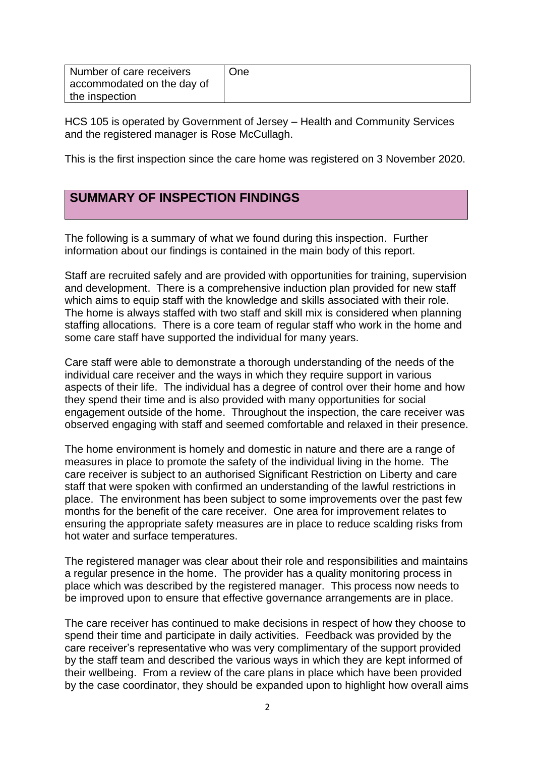| Number of care receivers accommodated on the day of the inspection | One |
|---|---|

HCS 105 is operated by Government of Jersey – Health and Community Services and the registered manager is Rose McCullagh.

This is the first inspection since the care home was registered on 3 November 2020.

## SUMMARY OF INSPECTION FINDINGS

The following is a summary of what we found during this inspection. Further information about our findings is contained in the main body of this report.

Staff are recruited safely and are provided with opportunities for training, supervision and development. There is a comprehensive induction plan provided for new staff which aims to equip staff with the knowledge and skills associated with their role. The home is always staffed with two staff and skill mix is considered when planning staffing allocations. There is a core team of regular staff who work in the home and some care staff have supported the individual for many years.

Care staff were able to demonstrate a thorough understanding of the needs of the individual care receiver and the ways in which they require support in various aspects of their life. The individual has a degree of control over their home and how they spend their time and is also provided with many opportunities for social engagement outside of the home. Throughout the inspection, the care receiver was observed engaging with staff and seemed comfortable and relaxed in their presence.

The home environment is homely and domestic in nature and there are a range of measures in place to promote the safety of the individual living in the home. The care receiver is subject to an authorised Significant Restriction on Liberty and care staff that were spoken with confirmed an understanding of the lawful restrictions in place. The environment has been subject to some improvements over the past few months for the benefit of the care receiver. One area for improvement relates to ensuring the appropriate safety measures are in place to reduce scalding risks from hot water and surface temperatures.

The registered manager was clear about their role and responsibilities and maintains a regular presence in the home. The provider has a quality monitoring process in place which was described by the registered manager. This process now needs to be improved upon to ensure that effective governance arrangements are in place.

The care receiver has continued to make decisions in respect of how they choose to spend their time and participate in daily activities. Feedback was provided by the care receiver's representative who was very complimentary of the support provided by the staff team and described the various ways in which they are kept informed of their wellbeing. From a review of the care plans in place which have been provided by the case coordinator, they should be expanded upon to highlight how overall aims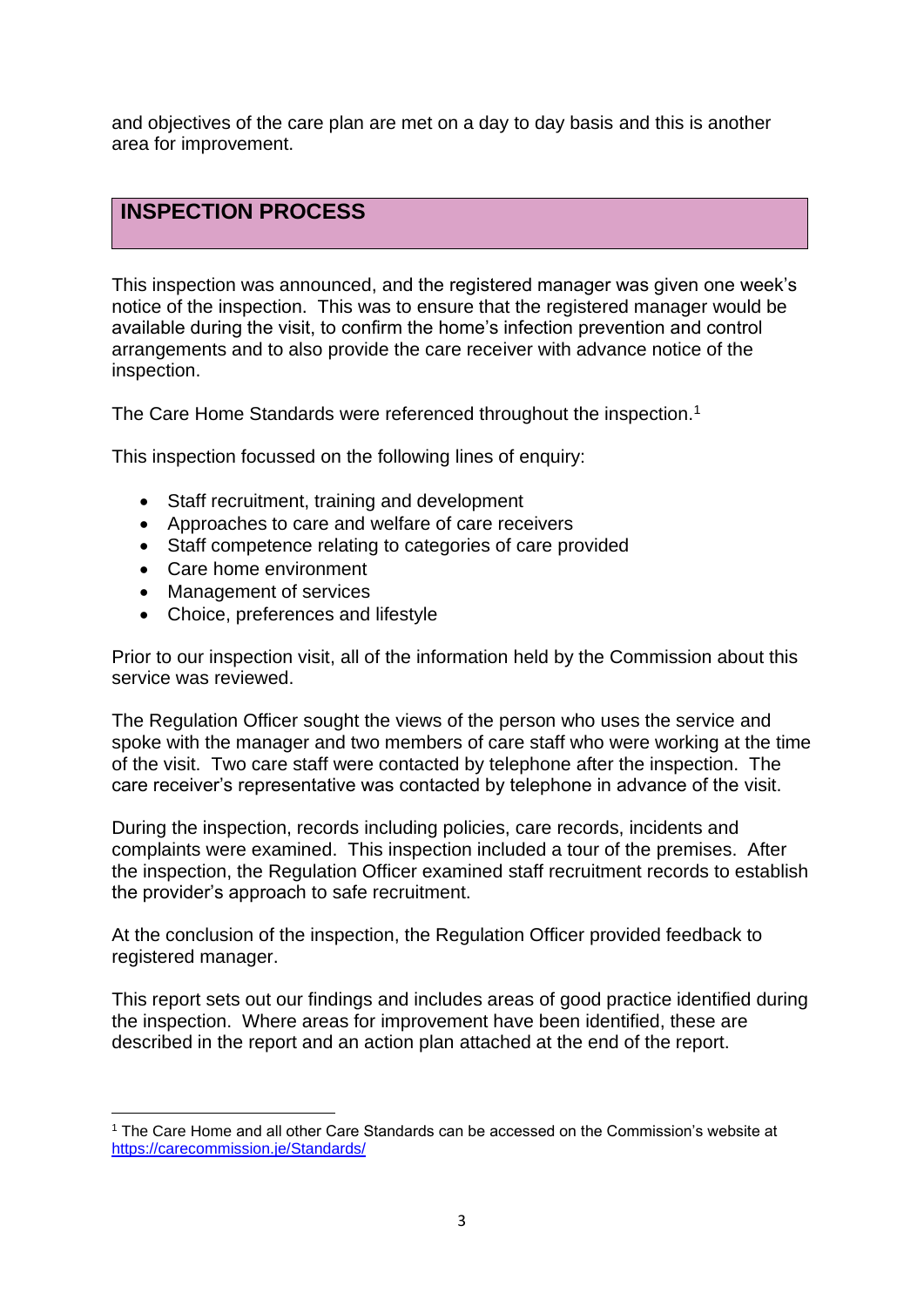and objectives of the care plan are met on a day to day basis and this is another area for improvement.

## INSPECTION PROCESS

This inspection was announced, and the registered manager was given one week's notice of the inspection. This was to ensure that the registered manager would be available during the visit, to confirm the home's infection prevention and control arrangements and to also provide the care receiver with advance notice of the inspection.

The Care Home Standards were referenced throughout the inspection.[1]

This inspection focussed on the following lines of enquiry:

- Staff recruitment, training and development
- Approaches to care and welfare of care receivers
- Staff competence relating to categories of care provided
- Care home environment
- Management of services
- Choice, preferences and lifestyle

Prior to our inspection visit, all of the information held by the Commission about this service was reviewed.

The Regulation Officer sought the views of the person who uses the service and spoke with the manager and two members of care staff who were working at the time of the visit. Two care staff were contacted by telephone after the inspection. The care receiver's representative was contacted by telephone in advance of the visit.

During the inspection, records including policies, care records, incidents and complaints were examined. This inspection included a tour of the premises. After the inspection, the Regulation Officer examined staff recruitment records to establish the provider's approach to safe recruitment.

At the conclusion of the inspection, the Regulation Officer provided feedback to registered manager.

This report sets out our findings and includes areas of good practice identified during the inspection. Where areas for improvement have been identified, these are described in the report and an action plan attached at the end of the report.

[1] The Care Home and all other Care Standards can be accessed on the Commission's website at https://carecommission.je/Standards/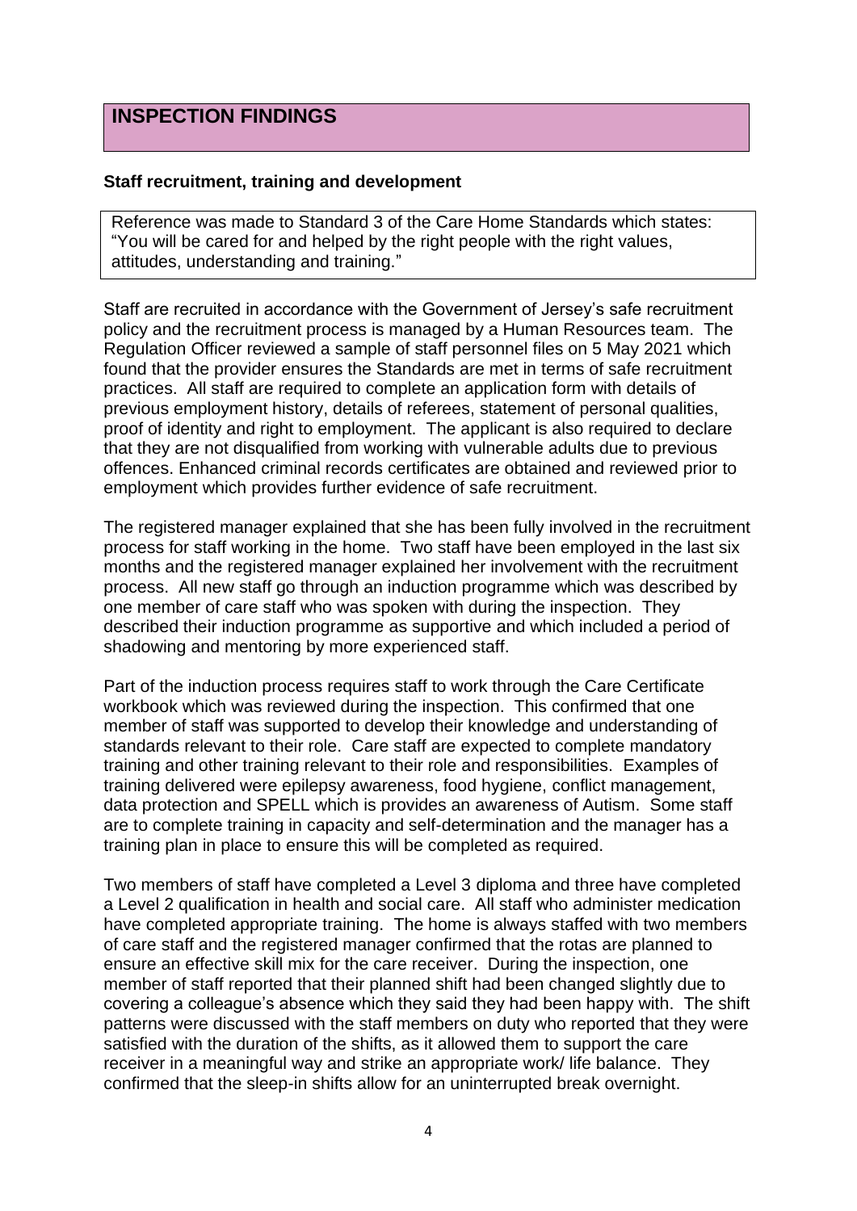# INSPECTION FINDINGS

### Staff recruitment, training and development

Reference was made to Standard 3 of the Care Home Standards which states: "You will be cared for and helped by the right people with the right values, attitudes, understanding and training."

Staff are recruited in accordance with the Government of Jersey's safe recruitment policy and the recruitment process is managed by a Human Resources team. The Regulation Officer reviewed a sample of staff personnel files on 5 May 2021 which found that the provider ensures the Standards are met in terms of safe recruitment practices. All staff are required to complete an application form with details of previous employment history, details of referees, statement of personal qualities, proof of identity and right to employment. The applicant is also required to declare that they are not disqualified from working with vulnerable adults due to previous offences. Enhanced criminal records certificates are obtained and reviewed prior to employment which provides further evidence of safe recruitment.

The registered manager explained that she has been fully involved in the recruitment process for staff working in the home. Two staff have been employed in the last six months and the registered manager explained her involvement with the recruitment process. All new staff go through an induction programme which was described by one member of care staff who was spoken with during the inspection. They described their induction programme as supportive and which included a period of shadowing and mentoring by more experienced staff.

Part of the induction process requires staff to work through the Care Certificate workbook which was reviewed during the inspection. This confirmed that one member of staff was supported to develop their knowledge and understanding of standards relevant to their role. Care staff are expected to complete mandatory training and other training relevant to their role and responsibilities. Examples of training delivered were epilepsy awareness, food hygiene, conflict management, data protection and SPELL which is provides an awareness of Autism. Some staff are to complete training in capacity and self-determination and the manager has a training plan in place to ensure this will be completed as required.

Two members of staff have completed a Level 3 diploma and three have completed a Level 2 qualification in health and social care. All staff who administer medication have completed appropriate training. The home is always staffed with two members of care staff and the registered manager confirmed that the rotas are planned to ensure an effective skill mix for the care receiver. During the inspection, one member of staff reported that their planned shift had been changed slightly due to covering a colleague's absence which they said they had been happy with. The shift patterns were discussed with the staff members on duty who reported that they were satisfied with the duration of the shifts, as it allowed them to support the care receiver in a meaningful way and strike an appropriate work/ life balance. They confirmed that the sleep-in shifts allow for an uninterrupted break overnight.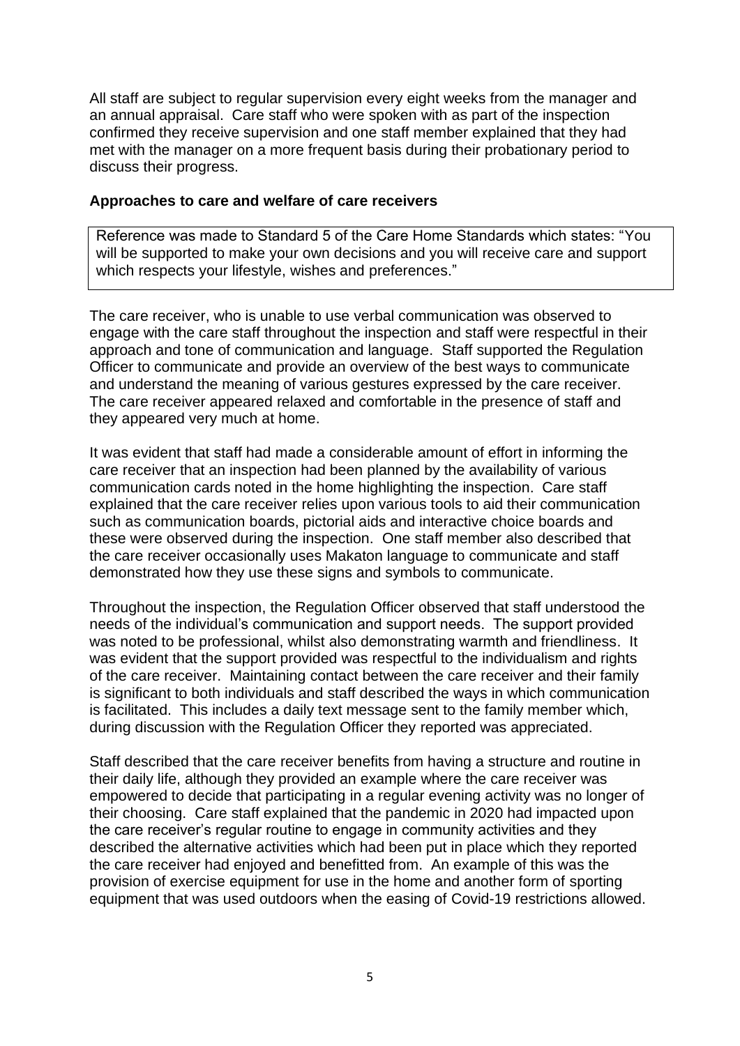All staff are subject to regular supervision every eight weeks from the manager and an annual appraisal. Care staff who were spoken with as part of the inspection confirmed they receive supervision and one staff member explained that they had met with the manager on a more frequent basis during their probationary period to discuss their progress.

### Approaches to care and welfare of care receivers

> Reference was made to Standard 5 of the Care Home Standards which states: "You will be supported to make your own decisions and you will receive care and support which respects your lifestyle, wishes and preferences."

The care receiver, who is unable to use verbal communication was observed to engage with the care staff throughout the inspection and staff were respectful in their approach and tone of communication and language. Staff supported the Regulation Officer to communicate and provide an overview of the best ways to communicate and understand the meaning of various gestures expressed by the care receiver. The care receiver appeared relaxed and comfortable in the presence of staff and they appeared very much at home.

It was evident that staff had made a considerable amount of effort in informing the care receiver that an inspection had been planned by the availability of various communication cards noted in the home highlighting the inspection. Care staff explained that the care receiver relies upon various tools to aid their communication such as communication boards, pictorial aids and interactive choice boards and these were observed during the inspection. One staff member also described that the care receiver occasionally uses Makaton language to communicate and staff demonstrated how they use these signs and symbols to communicate.

Throughout the inspection, the Regulation Officer observed that staff understood the needs of the individual's communication and support needs. The support provided was noted to be professional, whilst also demonstrating warmth and friendliness. It was evident that the support provided was respectful to the individualism and rights of the care receiver. Maintaining contact between the care receiver and their family is significant to both individuals and staff described the ways in which communication is facilitated. This includes a daily text message sent to the family member which, during discussion with the Regulation Officer they reported was appreciated.

Staff described that the care receiver benefits from having a structure and routine in their daily life, although they provided an example where the care receiver was empowered to decide that participating in a regular evening activity was no longer of their choosing. Care staff explained that the pandemic in 2020 had impacted upon the care receiver's regular routine to engage in community activities and they described the alternative activities which had been put in place which they reported the care receiver had enjoyed and benefitted from. An example of this was the provision of exercise equipment for use in the home and another form of sporting equipment that was used outdoors when the easing of Covid-19 restrictions allowed.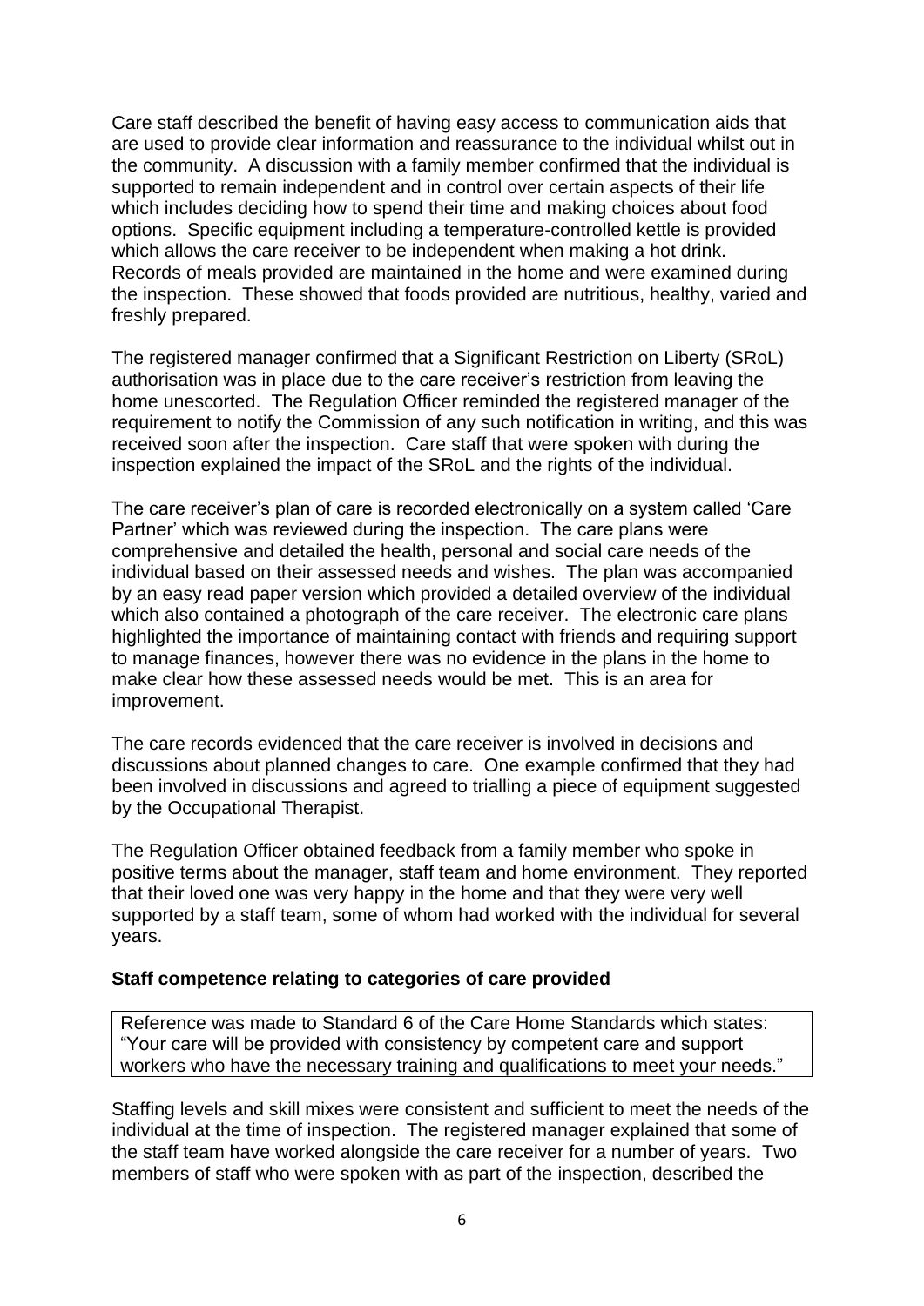Care staff described the benefit of having easy access to communication aids that are used to provide clear information and reassurance to the individual whilst out in the community. A discussion with a family member confirmed that the individual is supported to remain independent and in control over certain aspects of their life which includes deciding how to spend their time and making choices about food options. Specific equipment including a temperature-controlled kettle is provided which allows the care receiver to be independent when making a hot drink. Records of meals provided are maintained in the home and were examined during the inspection. These showed that foods provided are nutritious, healthy, varied and freshly prepared.

The registered manager confirmed that a Significant Restriction on Liberty (SRoL) authorisation was in place due to the care receiver's restriction from leaving the home unescorted. The Regulation Officer reminded the registered manager of the requirement to notify the Commission of any such notification in writing, and this was received soon after the inspection. Care staff that were spoken with during the inspection explained the impact of the SRoL and the rights of the individual.

The care receiver's plan of care is recorded electronically on a system called 'Care Partner' which was reviewed during the inspection. The care plans were comprehensive and detailed the health, personal and social care needs of the individual based on their assessed needs and wishes. The plan was accompanied by an easy read paper version which provided a detailed overview of the individual which also contained a photograph of the care receiver. The electronic care plans highlighted the importance of maintaining contact with friends and requiring support to manage finances, however there was no evidence in the plans in the home to make clear how these assessed needs would be met. This is an area for improvement.

The care records evidenced that the care receiver is involved in decisions and discussions about planned changes to care. One example confirmed that they had been involved in discussions and agreed to trialling a piece of equipment suggested by the Occupational Therapist.

The Regulation Officer obtained feedback from a family member who spoke in positive terms about the manager, staff team and home environment. They reported that their loved one was very happy in the home and that they were very well supported by a staff team, some of whom had worked with the individual for several years.

**Staff competence relating to categories of care provided**

Reference was made to Standard 6 of the Care Home Standards which states: "Your care will be provided with consistency by competent care and support workers who have the necessary training and qualifications to meet your needs."

Staffing levels and skill mixes were consistent and sufficient to meet the needs of the individual at the time of inspection. The registered manager explained that some of the staff team have worked alongside the care receiver for a number of years. Two members of staff who were spoken with as part of the inspection, described the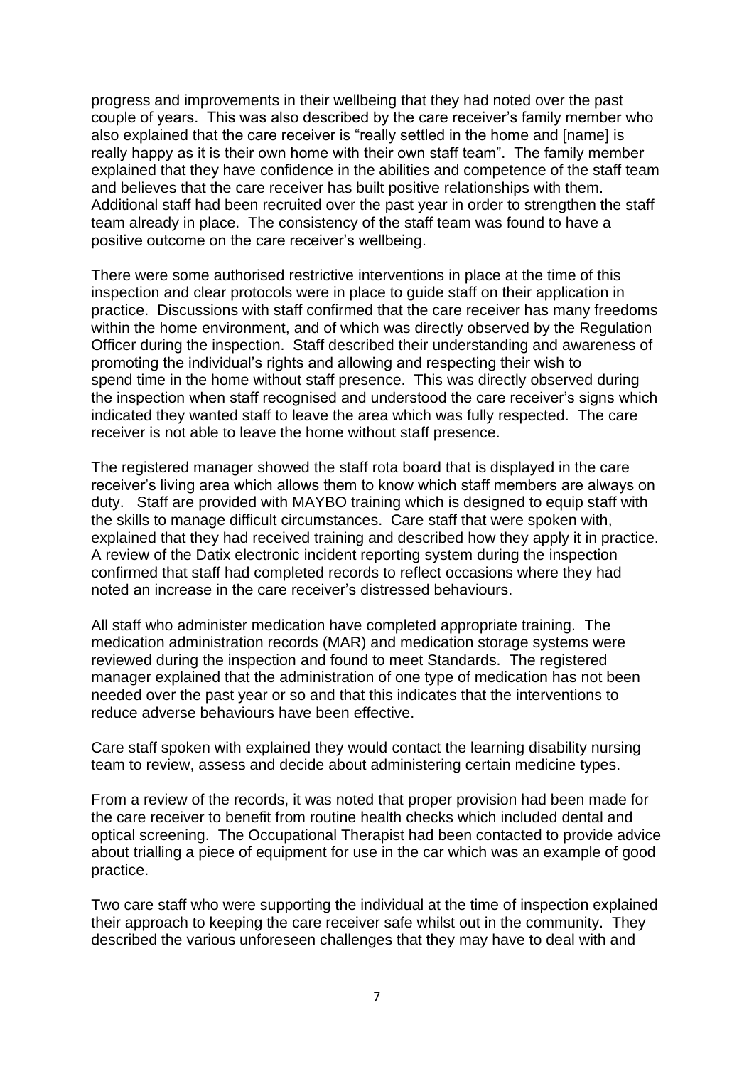progress and improvements in their wellbeing that they had noted over the past couple of years. This was also described by the care receiver's family member who also explained that the care receiver is "really settled in the home and [name] is really happy as it is their own home with their own staff team". The family member explained that they have confidence in the abilities and competence of the staff team and believes that the care receiver has built positive relationships with them. Additional staff had been recruited over the past year in order to strengthen the staff team already in place. The consistency of the staff team was found to have a positive outcome on the care receiver's wellbeing.

There were some authorised restrictive interventions in place at the time of this inspection and clear protocols were in place to guide staff on their application in practice. Discussions with staff confirmed that the care receiver has many freedoms within the home environment, and of which was directly observed by the Regulation Officer during the inspection. Staff described their understanding and awareness of promoting the individual's rights and allowing and respecting their wish to spend time in the home without staff presence. This was directly observed during the inspection when staff recognised and understood the care receiver's signs which indicated they wanted staff to leave the area which was fully respected. The care receiver is not able to leave the home without staff presence.

The registered manager showed the staff rota board that is displayed in the care receiver's living area which allows them to know which staff members are always on duty. Staff are provided with MAYBO training which is designed to equip staff with the skills to manage difficult circumstances. Care staff that were spoken with, explained that they had received training and described how they apply it in practice. A review of the Datix electronic incident reporting system during the inspection confirmed that staff had completed records to reflect occasions where they had noted an increase in the care receiver's distressed behaviours.

All staff who administer medication have completed appropriate training. The medication administration records (MAR) and medication storage systems were reviewed during the inspection and found to meet Standards. The registered manager explained that the administration of one type of medication has not been needed over the past year or so and that this indicates that the interventions to reduce adverse behaviours have been effective.

Care staff spoken with explained they would contact the learning disability nursing team to review, assess and decide about administering certain medicine types.

From a review of the records, it was noted that proper provision had been made for the care receiver to benefit from routine health checks which included dental and optical screening. The Occupational Therapist had been contacted to provide advice about trialling a piece of equipment for use in the car which was an example of good practice.

Two care staff who were supporting the individual at the time of inspection explained their approach to keeping the care receiver safe whilst out in the community. They described the various unforeseen challenges that they may have to deal with and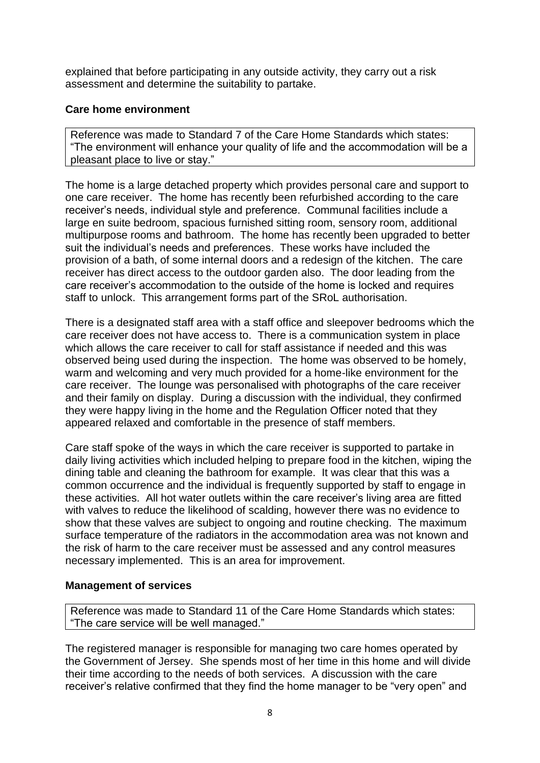explained that before participating in any outside activity, they carry out a risk assessment and determine the suitability to partake.

### Care home environment

> Reference was made to Standard 7 of the Care Home Standards which states: "The environment will enhance your quality of life and the accommodation will be a pleasant place to live or stay."

The home is a large detached property which provides personal care and support to one care receiver. The home has recently been refurbished according to the care receiver's needs, individual style and preference. Communal facilities include a large en suite bedroom, spacious furnished sitting room, sensory room, additional multipurpose rooms and bathroom. The home has recently been upgraded to better suit the individual's needs and preferences. These works have included the provision of a bath, of some internal doors and a redesign of the kitchen. The care receiver has direct access to the outdoor garden also. The door leading from the care receiver's accommodation to the outside of the home is locked and requires staff to unlock. This arrangement forms part of the SRoL authorisation.

There is a designated staff area with a staff office and sleepover bedrooms which the care receiver does not have access to. There is a communication system in place which allows the care receiver to call for staff assistance if needed and this was observed being used during the inspection. The home was observed to be homely, warm and welcoming and very much provided for a home-like environment for the care receiver. The lounge was personalised with photographs of the care receiver and their family on display. During a discussion with the individual, they confirmed they were happy living in the home and the Regulation Officer noted that they appeared relaxed and comfortable in the presence of staff members.

Care staff spoke of the ways in which the care receiver is supported to partake in daily living activities which included helping to prepare food in the kitchen, wiping the dining table and cleaning the bathroom for example. It was clear that this was a common occurrence and the individual is frequently supported by staff to engage in these activities. All hot water outlets within the care receiver's living area are fitted with valves to reduce the likelihood of scalding, however there was no evidence to show that these valves are subject to ongoing and routine checking. The maximum surface temperature of the radiators in the accommodation area was not known and the risk of harm to the care receiver must be assessed and any control measures necessary implemented. This is an area for improvement.

### Management of services

> Reference was made to Standard 11 of the Care Home Standards which states: "The care service will be well managed."

The registered manager is responsible for managing two care homes operated by the Government of Jersey. She spends most of her time in this home and will divide their time according to the needs of both services. A discussion with the care receiver's relative confirmed that they find the home manager to be "very open" and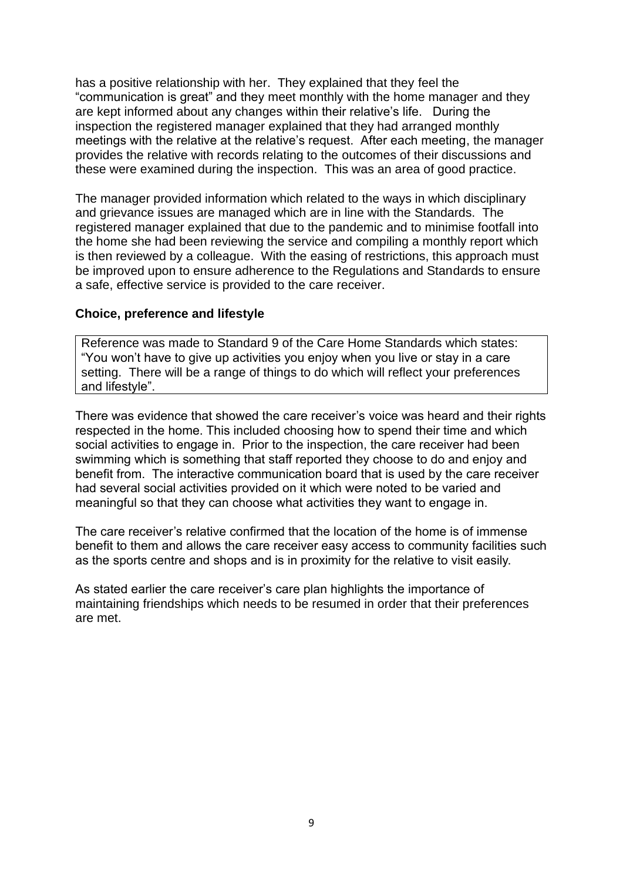has a positive relationship with her. They explained that they feel the "communication is great" and they meet monthly with the home manager and they are kept informed about any changes within their relative's life. During the inspection the registered manager explained that they had arranged monthly meetings with the relative at the relative's request. After each meeting, the manager provides the relative with records relating to the outcomes of their discussions and these were examined during the inspection. This was an area of good practice.

The manager provided information which related to the ways in which disciplinary and grievance issues are managed which are in line with the Standards. The registered manager explained that due to the pandemic and to minimise footfall into the home she had been reviewing the service and compiling a monthly report which is then reviewed by a colleague. With the easing of restrictions, this approach must be improved upon to ensure adherence to the Regulations and Standards to ensure a safe, effective service is provided to the care receiver.

### Choice, preference and lifestyle

Reference was made to Standard 9 of the Care Home Standards which states: "You won't have to give up activities you enjoy when you live or stay in a care setting. There will be a range of things to do which will reflect your preferences and lifestyle".

There was evidence that showed the care receiver's voice was heard and their rights respected in the home. This included choosing how to spend their time and which social activities to engage in. Prior to the inspection, the care receiver had been swimming which is something that staff reported they choose to do and enjoy and benefit from. The interactive communication board that is used by the care receiver had several social activities provided on it which were noted to be varied and meaningful so that they can choose what activities they want to engage in.

The care receiver's relative confirmed that the location of the home is of immense benefit to them and allows the care receiver easy access to community facilities such as the sports centre and shops and is in proximity for the relative to visit easily.

As stated earlier the care receiver's care plan highlights the importance of maintaining friendships which needs to be resumed in order that their preferences are met.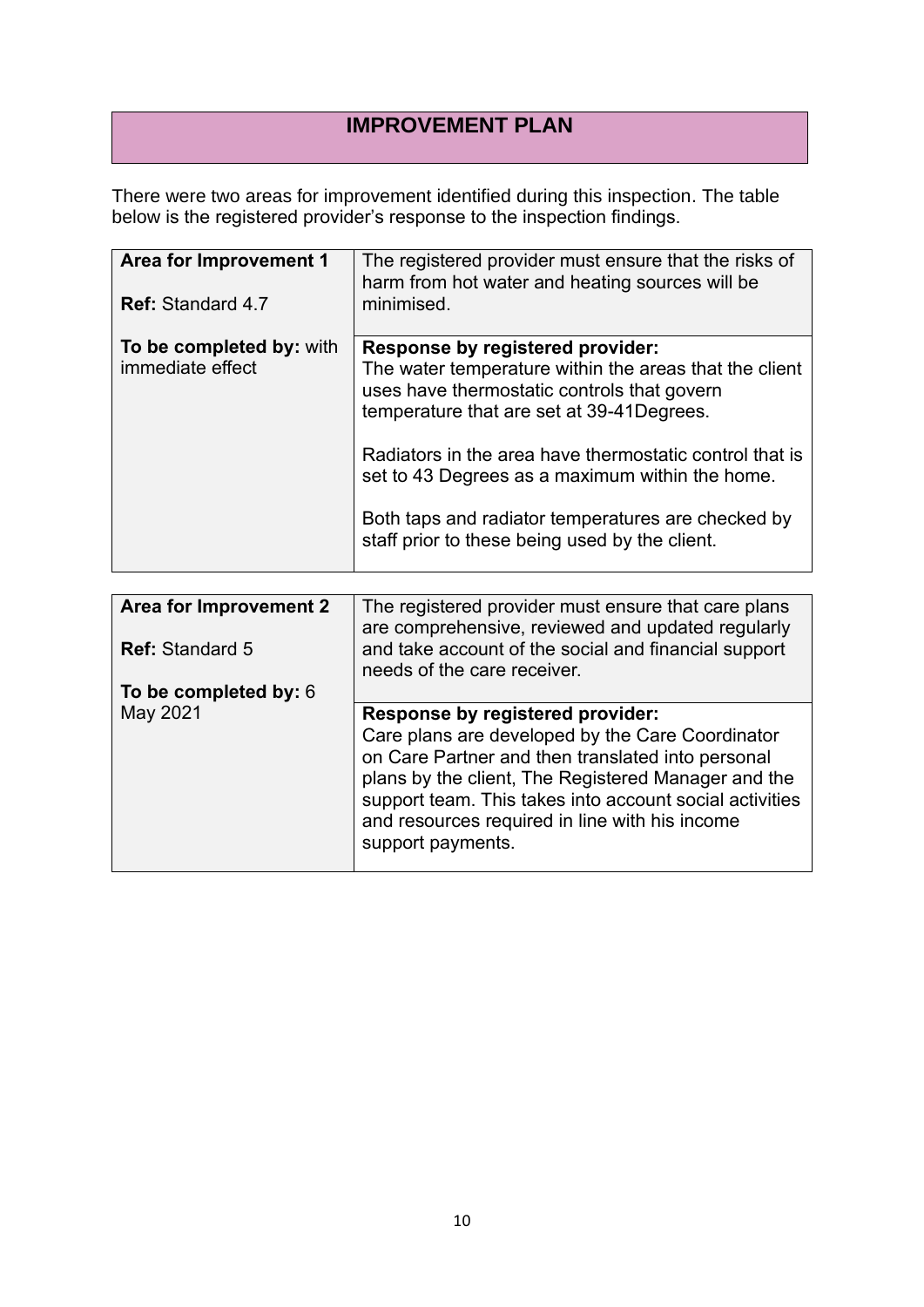## IMPROVEMENT PLAN

There were two areas for improvement identified during this inspection. The table below is the registered provider's response to the inspection findings.

| **Area for Improvement 1**<br><br>**Ref:** Standard 4.7<br><br>**To be completed by:** with immediate effect | The registered provider must ensure that the risks of harm from hot water and heating sources will be minimised. |
|---|---|
| | **Response by registered provider:**<br>The water temperature within the areas that the client uses have thermostatic controls that govern temperature that are set at 39-41Degrees.<br><br>Radiators in the area have thermostatic control that is set to 43 Degrees as a maximum within the home.<br><br>Both taps and radiator temperatures are checked by staff prior to these being used by the client. |

| **Area for Improvement 2**<br><br>**Ref:** Standard 5<br><br>**To be completed by:** 6 May 2021 | The registered provider must ensure that care plans are comprehensive, reviewed and updated regularly and take account of the social and financial support needs of the care receiver. |
|---|---|
| | **Response by registered provider:**<br>Care plans are developed by the Care Coordinator on Care Partner and then translated into personal plans by the client, The Registered Manager and the support team. This takes into account social activities and resources required in line with his income support payments. |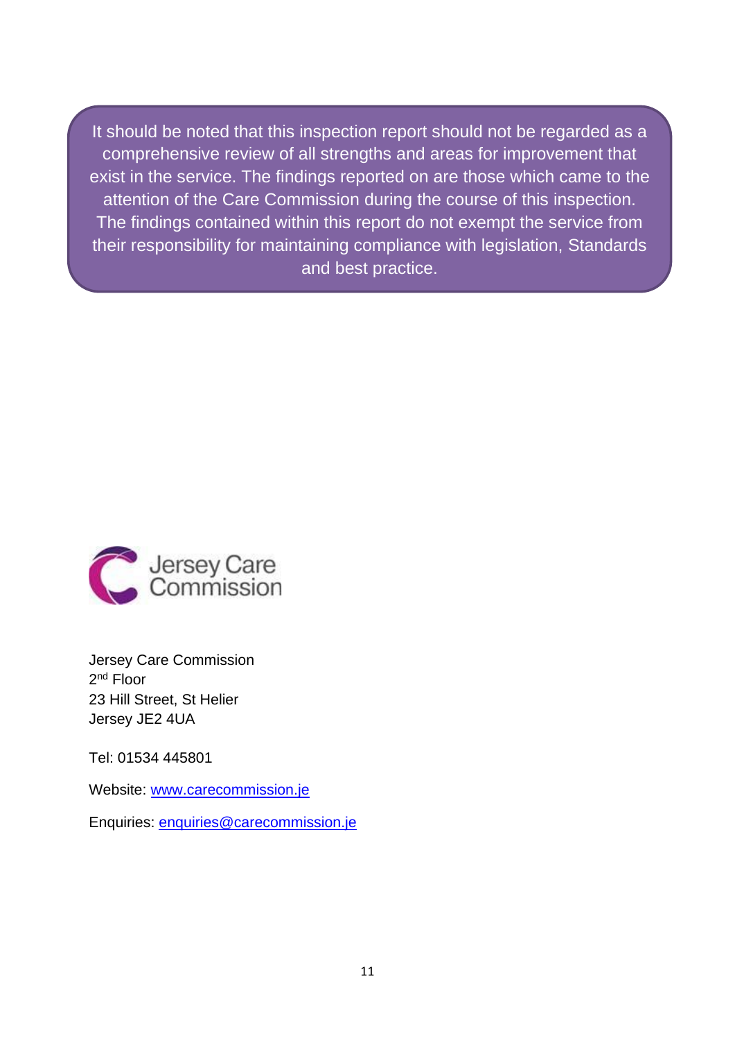It should be noted that this inspection report should not be regarded as a comprehensive review of all strengths and areas for improvement that exist in the service. The findings reported on are those which came to the attention of the Care Commission during the course of this inspection. The findings contained within this report do not exempt the service from their responsibility for maintaining compliance with legislation, Standards and best practice.

Jersey Care Commission

Jersey Care Commission
2nd Floor
23 Hill Street, St Helier
Jersey JE2 4UA

Tel: 01534 445801

Website: www.carecommission.je

Enquiries: enquiries@carecommission.je